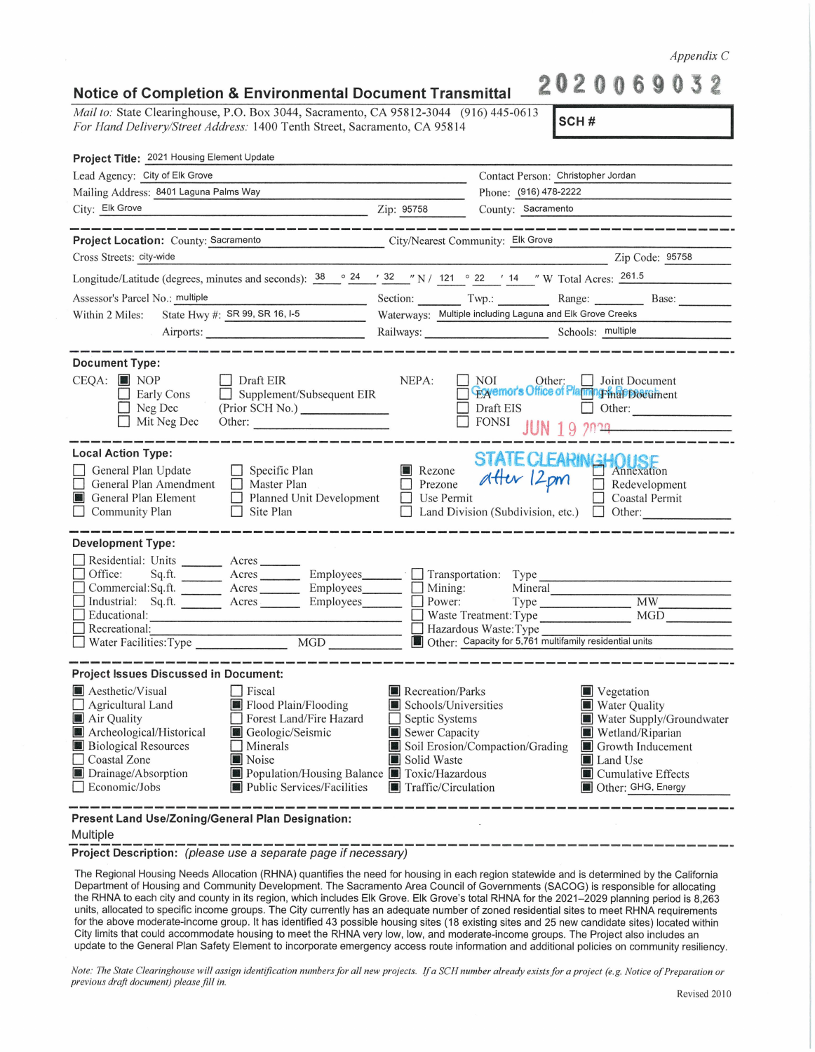*Appendix C*

# Notice of Completion & Environmental Document Transmittal

**2020069032**

*Mail to:* State Clearinghouse, P.O. Box 3044, Sacramento, CA 95812-3044 (916) 445-0613
*For Hand Delivery/Street Address:* 1400 Tenth Street, Sacramento, CA 95814

**SCH #**

**Project Title:** 2021 Housing Element Update

Lead Agency: City of Elk Grove | Contact Person: Christopher Jordan
Mailing Address: 8401 Laguna Palms Way | Phone: (916) 478-2222
City: Elk Grove | Zip: 95758 | County: Sacramento

---

**Project Location:** County: Sacramento | City/Nearest Community: Elk Grove
Cross Streets: city-wide | Zip Code: 95758

Longitude/Latitude (degrees, minutes and seconds): 38 ° 24 ′ 32 ″ N / 121 ° 22 ′ 14 ″ W Total Acres: 261.5

Assessor's Parcel No.: multiple | Section: | Twp.: | Range: | Base:

Within 2 Miles: State Hwy #: SR 99, SR 16, I-5 | Waterways: Multiple including Laguna and Elk Grove Creeks
Airports: | Railways: | Schools: multiple

---

**Document Type:**

CEQA:
- [x] NOP
- [ ] Early Cons
- [ ] Neg Dec
- [ ] Mit Neg Dec
- [ ] Draft EIR
- [ ] Supplement/Subsequent EIR (Prior SCH No.) ________
- Other: ________

NEPA:
- [ ] NOI
- [ ] EA
- [ ] Draft EIS
- [ ] FONSI

Other:
- [ ] Joint Document
- [ ] Final Document
- [ ] Other: ________

Governor's Office of Planning & Research
JUN 19 2020
STATE CLEARINGHOUSE
after 12pm

---

**Local Action Type:**

- [ ] General Plan Update
- [ ] General Plan Amendment
- [x] General Plan Element
- [ ] Community Plan
- [ ] Specific Plan
- [ ] Master Plan
- [ ] Planned Unit Development
- [ ] Site Plan
- [x] Rezone
- [ ] Prezone
- [ ] Use Permit
- [ ] Land Division (Subdivision, etc.)
- [ ] Annexation
- [ ] Redevelopment
- [ ] Coastal Permit
- [ ] Other: ________

---

**Development Type:**

- [ ] Residential: Units ______ Acres ______
- [ ] Office: Sq.ft. ______ Acres ______ Employees ______
- [ ] Commercial: Sq.ft. ______ Acres ______ Employees ______
- [ ] Industrial: Sq.ft. ______ Acres ______ Employees ______
- [ ] Educational: ________
- [ ] Recreational: ________
- [ ] Water Facilities: Type ______ MGD ______
- [ ] Transportation: Type ________
- [ ] Mining: Mineral ________
- [ ] Power: Type ______ MW ______
- [ ] Waste Treatment: Type ______ MGD ______
- [ ] Hazardous Waste: Type ________
- [x] Other: Capacity for 5,761 multifamily residential units

---

**Project Issues Discussed in Document:**

- [x] Aesthetic/Visual
- [ ] Agricultural Land
- [x] Air Quality
- [x] Archeological/Historical
- [x] Biological Resources
- [ ] Coastal Zone
- [x] Drainage/Absorption
- [ ] Economic/Jobs
- [ ] Fiscal
- [x] Flood Plain/Flooding
- [ ] Forest Land/Fire Hazard
- [x] Geologic/Seismic
- [ ] Minerals
- [x] Noise
- [x] Population/Housing Balance
- [x] Public Services/Facilities
- [x] Recreation/Parks
- [x] Schools/Universities
- [ ] Septic Systems
- [x] Sewer Capacity
- [x] Soil Erosion/Compaction/Grading
- [x] Solid Waste
- [x] Toxic/Hazardous
- [x] Traffic/Circulation
- [x] Vegetation
- [x] Water Quality
- [x] Water Supply/Groundwater
- [x] Wetland/Riparian
- [x] Growth Inducement
- [x] Land Use
- [x] Cumulative Effects
- [x] Other: GHG, Energy

---

**Present Land Use/Zoning/General Plan Designation:**

Multiple

**Project Description:** *(please use a separate page if necessary)*

The Regional Housing Needs Allocation (RHNA) quantifies the need for housing in each region statewide and is determined by the California Department of Housing and Community Development. The Sacramento Area Council of Governments (SACOG) is responsible for allocating the RHNA to each city and county in its region, which includes Elk Grove. Elk Grove's total RHNA for the 2021–2029 planning period is 8,263 units, allocated to specific income groups. The City currently has an adequate number of zoned residential sites to meet RHNA requirements for the above moderate-income group. It has identified 43 possible housing sites (18 existing sites and 25 new candidate sites) located within City limits that could accommodate housing to meet the RHNA very low, low, and moderate-income groups. The Project also includes an update to the General Plan Safety Element to incorporate emergency access route information and additional policies on community resiliency.

*Note: The State Clearinghouse will assign identification numbers for all new projects. If a SCH number already exists for a project (e.g. Notice of Preparation or previous draft document) please fill in.*

Revised 2010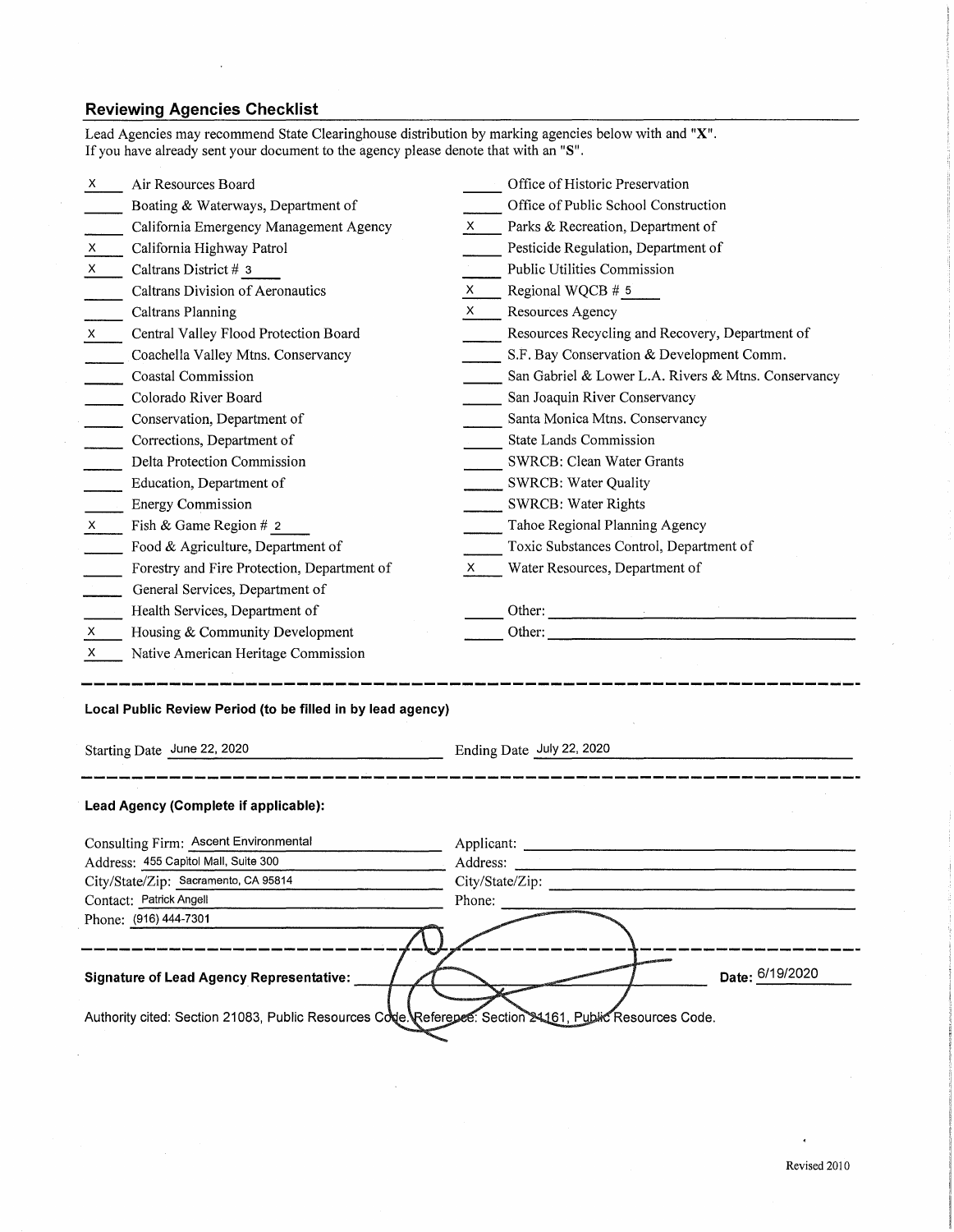## Reviewing Agencies Checklist

Lead Agencies may recommend State Clearinghouse distribution by marking agencies below with and "X".
If you have already sent your document to the agency please denote that with an "S".

- X Air Resources Board
- \_\_\_ Boating & Waterways, Department of
- \_\_\_ California Emergency Management Agency
- X California Highway Patrol
- X Caltrans District # 3
- \_\_\_ Caltrans Division of Aeronautics
- \_\_\_ Caltrans Planning
- X Central Valley Flood Protection Board
- \_\_\_ Coachella Valley Mtns. Conservancy
- \_\_\_ Coastal Commission
- \_\_\_ Colorado River Board
- \_\_\_ Conservation, Department of
- \_\_\_ Corrections, Department of
- \_\_\_ Delta Protection Commission
- \_\_\_ Education, Department of
- \_\_\_ Energy Commission
- X Fish & Game Region # 2
- \_\_\_ Food & Agriculture, Department of
- \_\_\_ Forestry and Fire Protection, Department of
- \_\_\_ General Services, Department of
- \_\_\_ Health Services, Department of
- X Housing & Community Development
- X Native American Heritage Commission
- \_\_\_ Office of Historic Preservation
- \_\_\_ Office of Public School Construction
- X Parks & Recreation, Department of
- \_\_\_ Pesticide Regulation, Department of
- \_\_\_ Public Utilities Commission
- X Regional WQCB # 5
- X Resources Agency
- \_\_\_ Resources Recycling and Recovery, Department of
- \_\_\_ S.F. Bay Conservation & Development Comm.
- \_\_\_ San Gabriel & Lower L.A. Rivers & Mtns. Conservancy
- \_\_\_ San Joaquin River Conservancy
- \_\_\_ Santa Monica Mtns. Conservancy
- \_\_\_ State Lands Commission
- \_\_\_ SWRCB: Clean Water Grants
- \_\_\_ SWRCB: Water Quality
- \_\_\_ SWRCB: Water Rights
- \_\_\_ Tahoe Regional Planning Agency
- \_\_\_ Toxic Substances Control, Department of
- X Water Resources, Department of
- \_\_\_ Other: \_\_\_\_\_\_\_\_\_\_\_\_\_\_\_\_
- \_\_\_ Other: \_\_\_\_\_\_\_\_\_\_\_\_\_\_\_\_

---

**Local Public Review Period (to be filled in by lead agency)**

Starting Date June 22, 2020 Ending Date July 22, 2020

---

**Lead Agency (Complete if applicable):**

| | |
|---|---|
| Consulting Firm: Ascent Environmental | Applicant: |
| Address: 455 Capitol Mall, Suite 300 | Address: |
| City/State/Zip: Sacramento, CA 95814 | City/State/Zip: |
| Contact: Patrick Angell | Phone: |
| Phone: (916) 444-7301 | |

---

**Signature of Lead Agency Representative:** \_\_\_\_\_\_\_\_\_\_\_\_\_\_\_\_ **Date:** 6/19/2020

Authority cited: Section 21083, Public Resources Code. Reference: Section 21161, Public Resources Code.

Revised 2010